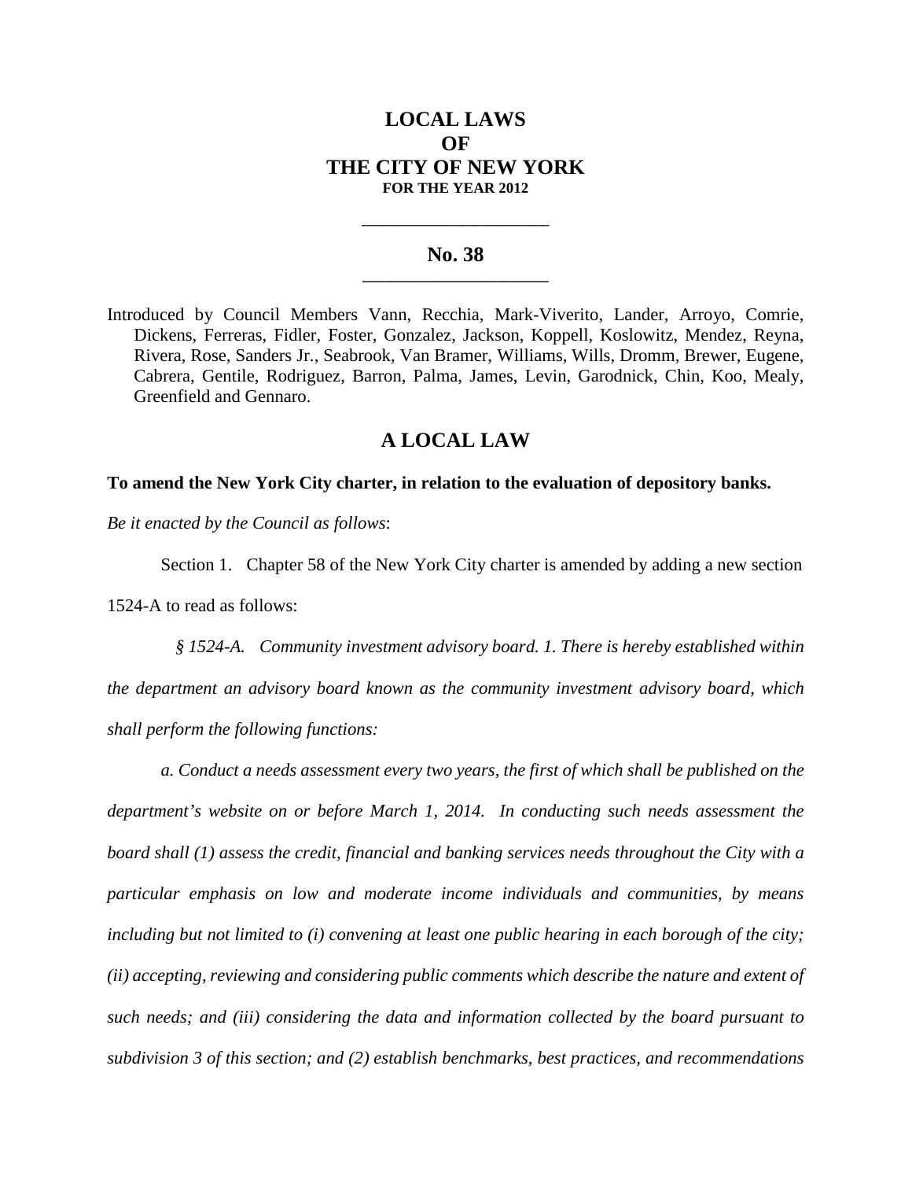# LOCAL LAWS
# OF
# THE CITY OF NEW YORK
**FOR THE YEAR 2012**

---

## No. 38

---

Introduced by Council Members Vann, Recchia, Mark-Viverito, Lander, Arroyo, Comrie, Dickens, Ferreras, Fidler, Foster, Gonzalez, Jackson, Koppell, Koslowitz, Mendez, Reyna, Rivera, Rose, Sanders Jr., Seabrook, Van Bramer, Williams, Wills, Dromm, Brewer, Eugene, Cabrera, Gentile, Rodriguez, Barron, Palma, James, Levin, Garodnick, Chin, Koo, Mealy, Greenfield and Gennaro.

## A LOCAL LAW

**To amend the New York City charter, in relation to the evaluation of depository banks.**

*Be it enacted by the Council as follows*:

Section 1. Chapter 58 of the New York City charter is amended by adding a new section 1524-A to read as follows:

*§ 1524-A. Community investment advisory board. 1. There is hereby established within the department an advisory board known as the community investment advisory board, which shall perform the following functions:*

*a. Conduct a needs assessment every two years, the first of which shall be published on the department's website on or before March 1, 2014. In conducting such needs assessment the board shall (1) assess the credit, financial and banking services needs throughout the City with a particular emphasis on low and moderate income individuals and communities, by means including but not limited to (i) convening at least one public hearing in each borough of the city; (ii) accepting, reviewing and considering public comments which describe the nature and extent of such needs; and (iii) considering the data and information collected by the board pursuant to subdivision 3 of this section; and (2) establish benchmarks, best practices, and recommendations*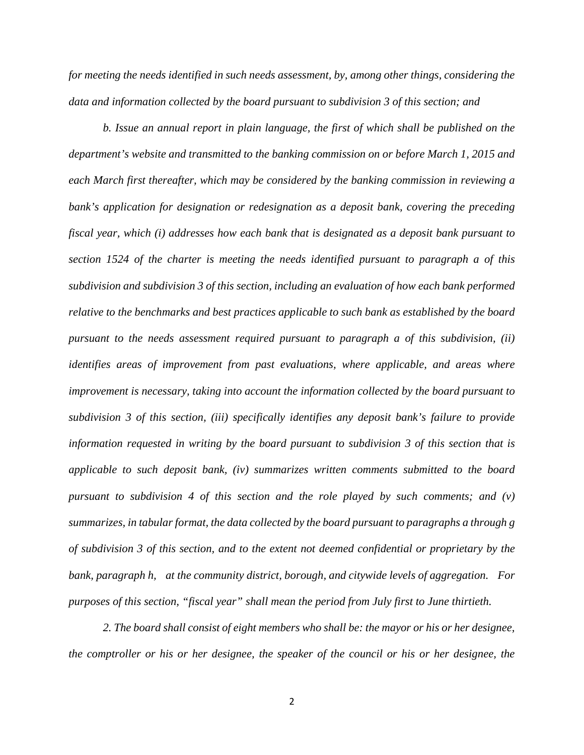*for meeting the needs identified in such needs assessment, by, among other things, considering the data and information collected by the board pursuant to subdivision 3 of this section; and*

*b. Issue an annual report in plain language, the first of which shall be published on the department's website and transmitted to the banking commission on or before March 1, 2015 and each March first thereafter, which may be considered by the banking commission in reviewing a bank's application for designation or redesignation as a deposit bank, covering the preceding fiscal year, which (i) addresses how each bank that is designated as a deposit bank pursuant to section 1524 of the charter is meeting the needs identified pursuant to paragraph a of this subdivision and subdivision 3 of this section, including an evaluation of how each bank performed relative to the benchmarks and best practices applicable to such bank as established by the board pursuant to the needs assessment required pursuant to paragraph a of this subdivision, (ii) identifies areas of improvement from past evaluations, where applicable, and areas where improvement is necessary, taking into account the information collected by the board pursuant to subdivision 3 of this section, (iii) specifically identifies any deposit bank's failure to provide information requested in writing by the board pursuant to subdivision 3 of this section that is applicable to such deposit bank, (iv) summarizes written comments submitted to the board pursuant to subdivision 4 of this section and the role played by such comments; and (v) summarizes, in tabular format, the data collected by the board pursuant to paragraphs a through g of subdivision 3 of this section, and to the extent not deemed confidential or proprietary by the bank, paragraph h, at the community district, borough, and citywide levels of aggregation. For purposes of this section, "fiscal year" shall mean the period from July first to June thirtieth.*

*2. The board shall consist of eight members who shall be: the mayor or his or her designee, the comptroller or his or her designee, the speaker of the council or his or her designee, the*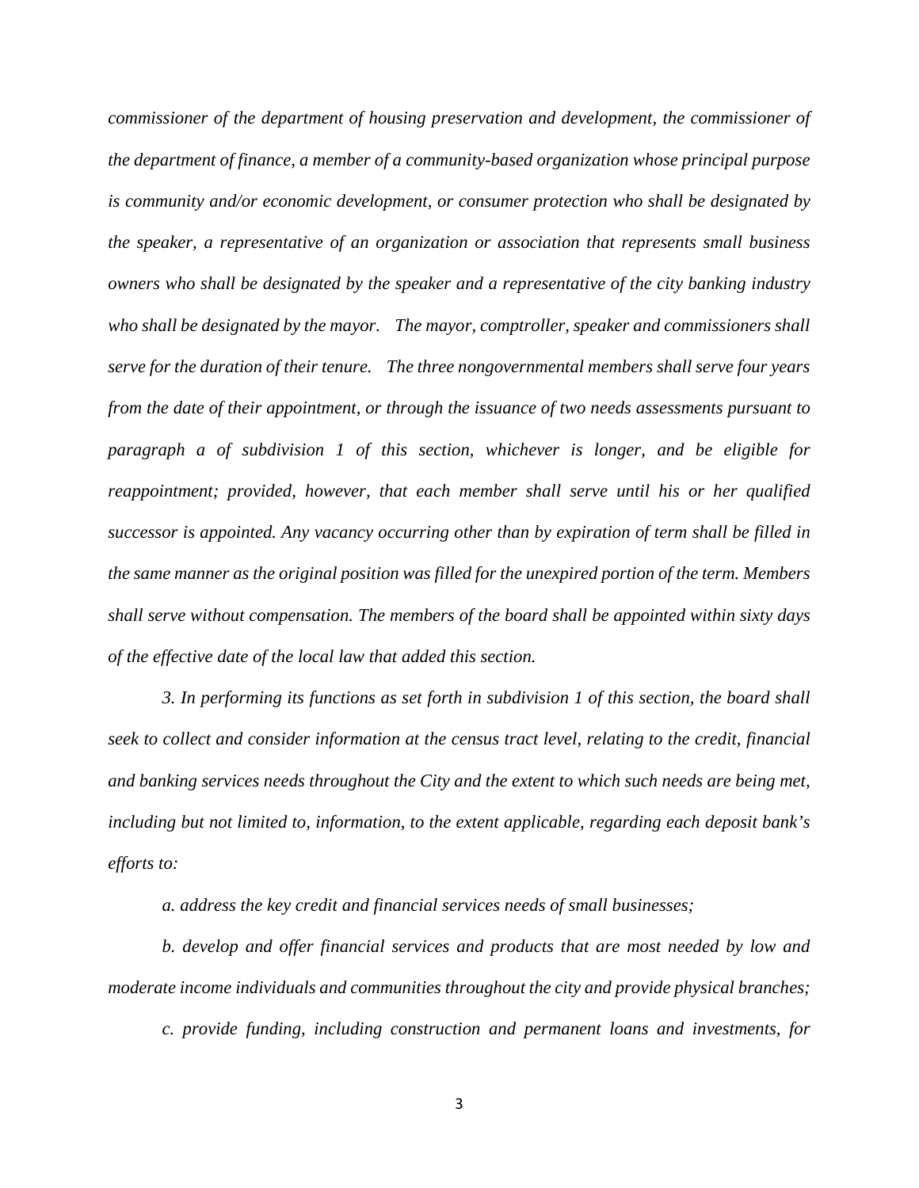*commissioner of the department of housing preservation and development, the commissioner of the department of finance, a member of a community-based organization whose principal purpose is community and/or economic development, or consumer protection who shall be designated by the speaker, a representative of an organization or association that represents small business owners who shall be designated by the speaker and a representative of the city banking industry who shall be designated by the mayor. The mayor, comptroller, speaker and commissioners shall serve for the duration of their tenure. The three nongovernmental members shall serve four years from the date of their appointment, or through the issuance of two needs assessments pursuant to paragraph a of subdivision 1 of this section, whichever is longer, and be eligible for reappointment; provided, however, that each member shall serve until his or her qualified successor is appointed. Any vacancy occurring other than by expiration of term shall be filled in the same manner as the original position was filled for the unexpired portion of the term. Members shall serve without compensation. The members of the board shall be appointed within sixty days of the effective date of the local law that added this section.*

*3. In performing its functions as set forth in subdivision 1 of this section, the board shall seek to collect and consider information at the census tract level, relating to the credit, financial and banking services needs throughout the City and the extent to which such needs are being met, including but not limited to, information, to the extent applicable, regarding each deposit bank's efforts to:*

*a. address the key credit and financial services needs of small businesses;*

*b. develop and offer financial services and products that are most needed by low and moderate income individuals and communities throughout the city and provide physical branches;*

*c. provide funding, including construction and permanent loans and investments, for*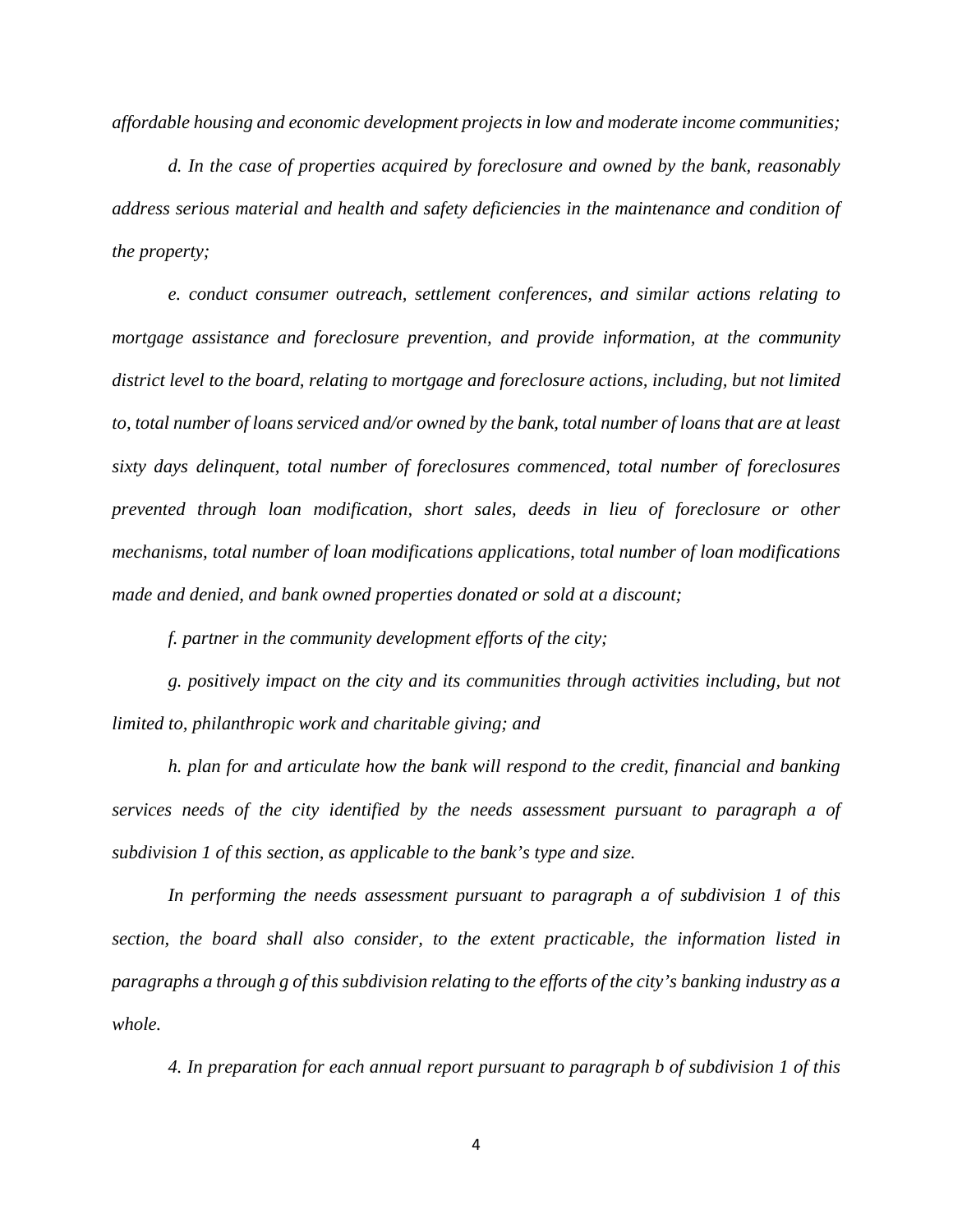*affordable housing and economic development projects in low and moderate income communities;*

*d. In the case of properties acquired by foreclosure and owned by the bank, reasonably address serious material and health and safety deficiencies in the maintenance and condition of the property;*

*e. conduct consumer outreach, settlement conferences, and similar actions relating to mortgage assistance and foreclosure prevention, and provide information, at the community district level to the board, relating to mortgage and foreclosure actions, including, but not limited to, total number of loans serviced and/or owned by the bank, total number of loans that are at least sixty days delinquent, total number of foreclosures commenced, total number of foreclosures prevented through loan modification, short sales, deeds in lieu of foreclosure or other mechanisms, total number of loan modifications applications, total number of loan modifications made and denied, and bank owned properties donated or sold at a discount;*

*f. partner in the community development efforts of the city;*

*g. positively impact on the city and its communities through activities including, but not limited to, philanthropic work and charitable giving; and*

*h. plan for and articulate how the bank will respond to the credit, financial and banking services needs of the city identified by the needs assessment pursuant to paragraph a of subdivision 1 of this section, as applicable to the bank's type and size.*

*In performing the needs assessment pursuant to paragraph a of subdivision 1 of this section, the board shall also consider, to the extent practicable, the information listed in paragraphs a through g of this subdivision relating to the efforts of the city's banking industry as a whole.*

*4. In preparation for each annual report pursuant to paragraph b of subdivision 1 of this*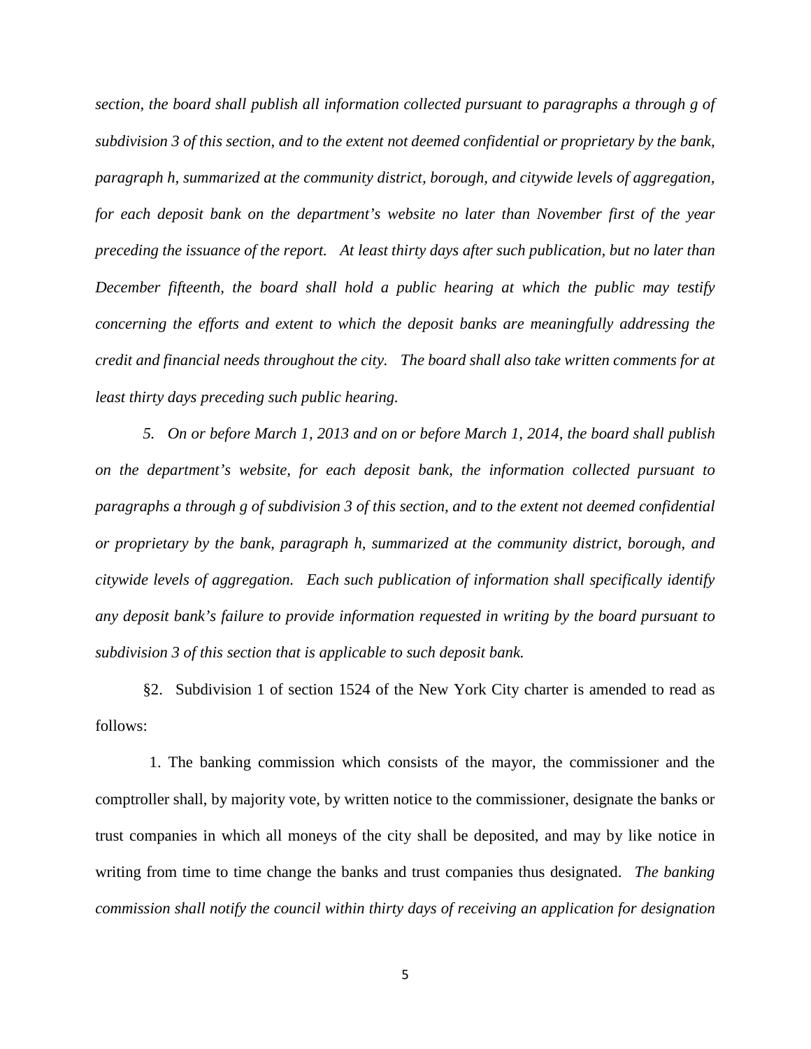*section, the board shall publish all information collected pursuant to paragraphs a through g of subdivision 3 of this section, and to the extent not deemed confidential or proprietary by the bank, paragraph h, summarized at the community district, borough, and citywide levels of aggregation, for each deposit bank on the department's website no later than November first of the year preceding the issuance of the report. At least thirty days after such publication, but no later than December fifteenth, the board shall hold a public hearing at which the public may testify concerning the efforts and extent to which the deposit banks are meaningfully addressing the credit and financial needs throughout the city. The board shall also take written comments for at least thirty days preceding such public hearing.*

*5. On or before March 1, 2013 and on or before March 1, 2014, the board shall publish on the department's website, for each deposit bank, the information collected pursuant to paragraphs a through g of subdivision 3 of this section, and to the extent not deemed confidential or proprietary by the bank, paragraph h, summarized at the community district, borough, and citywide levels of aggregation. Each such publication of information shall specifically identify any deposit bank's failure to provide information requested in writing by the board pursuant to subdivision 3 of this section that is applicable to such deposit bank.*

§2. Subdivision 1 of section 1524 of the New York City charter is amended to read as follows:

1. The banking commission which consists of the mayor, the commissioner and the comptroller shall, by majority vote, by written notice to the commissioner, designate the banks or trust companies in which all moneys of the city shall be deposited, and may by like notice in writing from time to time change the banks and trust companies thus designated. *The banking commission shall notify the council within thirty days of receiving an application for designation*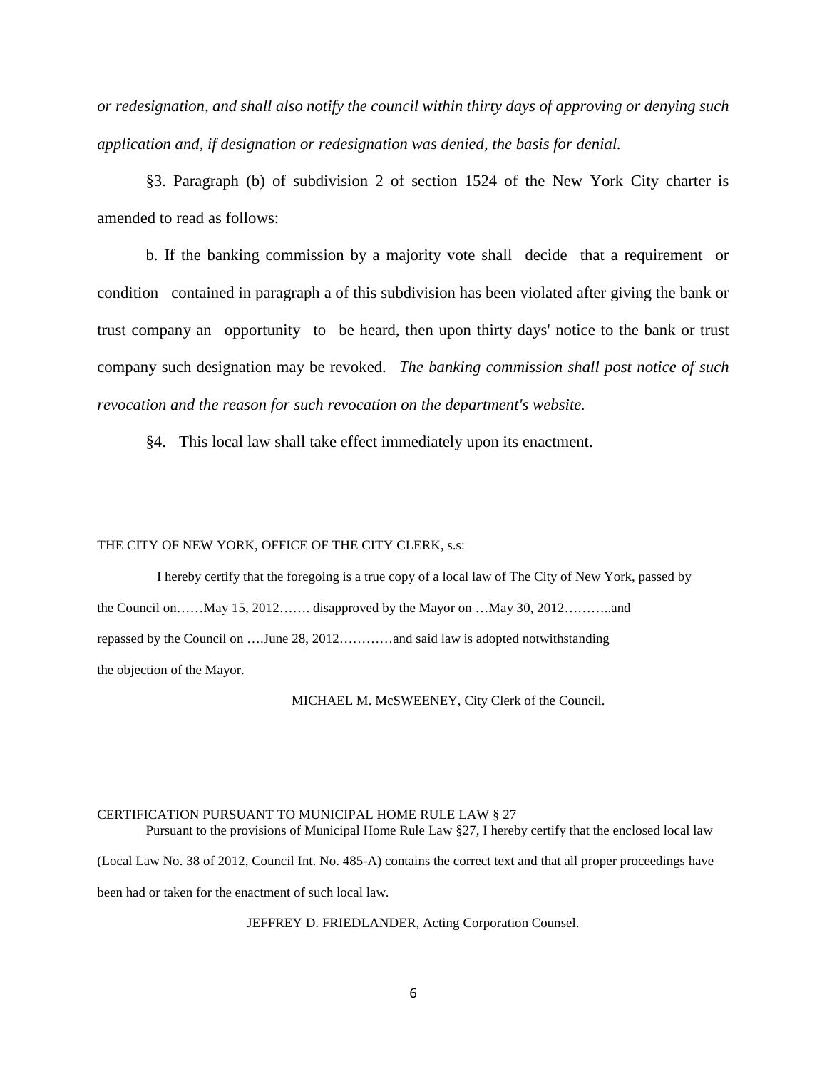*or redesignation, and shall also notify the council within thirty days of approving or denying such application and, if designation or redesignation was denied, the basis for denial.*

§3. Paragraph (b) of subdivision 2 of section 1524 of the New York City charter is amended to read as follows:

b. If the banking commission by a majority vote shall decide that a requirement or condition contained in paragraph a of this subdivision has been violated after giving the bank or trust company an opportunity to be heard, then upon thirty days' notice to the bank or trust company such designation may be revoked. *The banking commission shall post notice of such revocation and the reason for such revocation on the department's website.*

§4. This local law shall take effect immediately upon its enactment.

THE CITY OF NEW YORK, OFFICE OF THE CITY CLERK, s.s:

I hereby certify that the foregoing is a true copy of a local law of The City of New York, passed by the Council on……May 15, 2012……. disapproved by the Mayor on …May 30, 2012………..and repassed by the Council on ….June 28, 2012…………and said law is adopted notwithstanding the objection of the Mayor.

MICHAEL M. McSWEENEY, City Clerk of the Council.

CERTIFICATION PURSUANT TO MUNICIPAL HOME RULE LAW § 27

Pursuant to the provisions of Municipal Home Rule Law §27, I hereby certify that the enclosed local law (Local Law No. 38 of 2012, Council Int. No. 485-A) contains the correct text and that all proper proceedings have been had or taken for the enactment of such local law.

JEFFREY D. FRIEDLANDER, Acting Corporation Counsel.